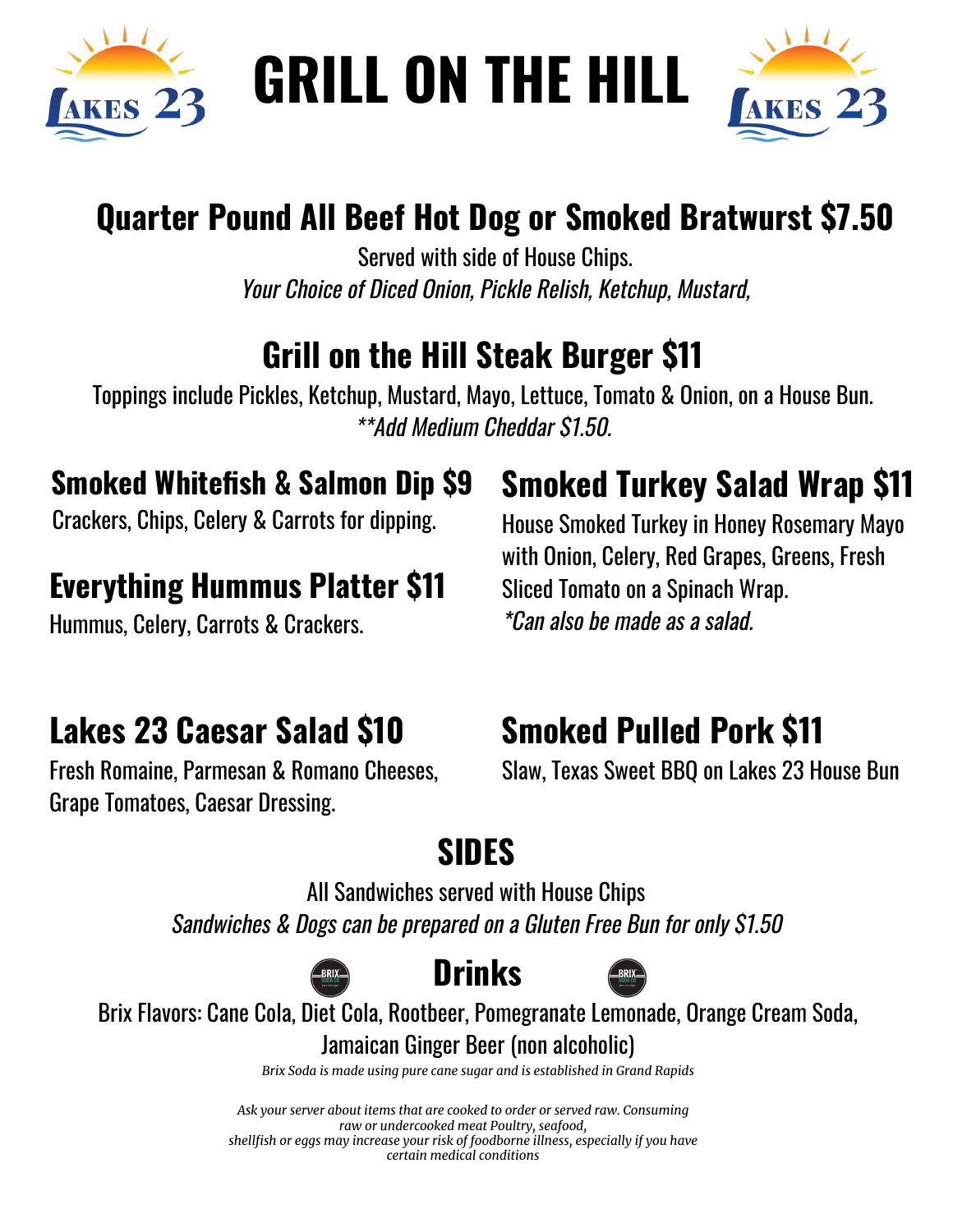# GRILL ON THE HILL

## Quarter Pound All Beef Hot Dog or Smoked Bratwurst $7.50

Served with side of House Chips.
*Your Choice of Diced Onion, Pickle Relish, Ketchup, Mustard,*

## Grill on the Hill Steak Burger $11

Toppings include Pickles, Ketchup, Mustard, Mayo, Lettuce, Tomato & Onion, on a House Bun.
*\*\*Add Medium Cheddar $1.50.*

### Smoked Whitefish & Salmon Dip $9

Crackers, Chips, Celery & Carrots for dipping.

### Everything Hummus Platter $11

Hummus, Celery, Carrots & Crackers.

### Smoked Turkey Salad Wrap $11

House Smoked Turkey in Honey Rosemary Mayo with Onion, Celery, Red Grapes, Greens, Fresh Sliced Tomato on a Spinach Wrap.
*\*Can also be made as a salad.*

### Lakes 23 Caesar Salad $10

Fresh Romaine, Parmesan & Romano Cheeses, Grape Tomatoes, Caesar Dressing.

### Smoked Pulled Pork $11

Slaw, Texas Sweet BBQ on Lakes 23 House Bun

## SIDES

All Sandwiches served with House Chips
*Sandwiches & Dogs can be prepared on a Gluten Free Bun for only $1.50*

## Drinks

Brix Flavors: Cane Cola, Diet Cola, Rootbeer, Pomegranate Lemonade, Orange Cream Soda, Jamaican Ginger Beer (non alcoholic)

*Brix Soda is made using pure cane sugar and is established in Grand Rapids*

*Ask your server about items that are cooked to order or served raw. Consuming raw or undercooked meat Poultry, seafood, shellfish or eggs may increase your risk of foodborne illness, especially if you have certain medical conditions*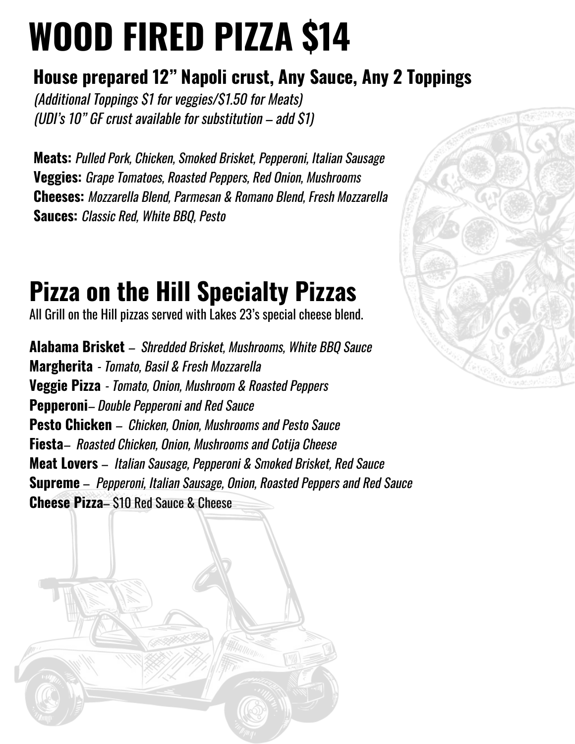# WOOD FIRED PIZZA $14

### House prepared 12" Napoli crust, Any Sauce, Any 2 Toppings

*(Additional Toppings $1 for veggies/$1.50 for Meats)*
*(UDI's 10" GF crust available for substitution – add $1)*

**Meats:** *Pulled Pork, Chicken, Smoked Brisket, Pepperoni, Italian Sausage*
**Veggies:** *Grape Tomatoes, Roasted Peppers, Red Onion, Mushrooms*
**Cheeses:** *Mozzarella Blend, Parmesan & Romano Blend, Fresh Mozzarella*
**Sauces:** *Classic Red, White BBQ, Pesto*

## Pizza on the Hill Specialty Pizzas

All Grill on the Hill pizzas served with Lakes 23's special cheese blend.

**Alabama Brisket** – *Shredded Brisket, Mushrooms, White BBQ Sauce*
**Margherita** - *Tomato, Basil & Fresh Mozzarella*
**Veggie Pizza** - *Tomato, Onion, Mushroom & Roasted Peppers*
**Pepperoni**– *Double Pepperoni and Red Sauce*
**Pesto Chicken** – *Chicken, Onion, Mushrooms and Pesto Sauce*
**Fiesta**– *Roasted Chicken, Onion, Mushrooms and Cotija Cheese*
**Meat Lovers** – *Italian Sausage, Pepperoni & Smoked Brisket, Red Sauce*
**Supreme** – *Pepperoni, Italian Sausage, Onion, Roasted Peppers and Red Sauce*
**Cheese Pizza**– $10 Red Sauce & Cheese